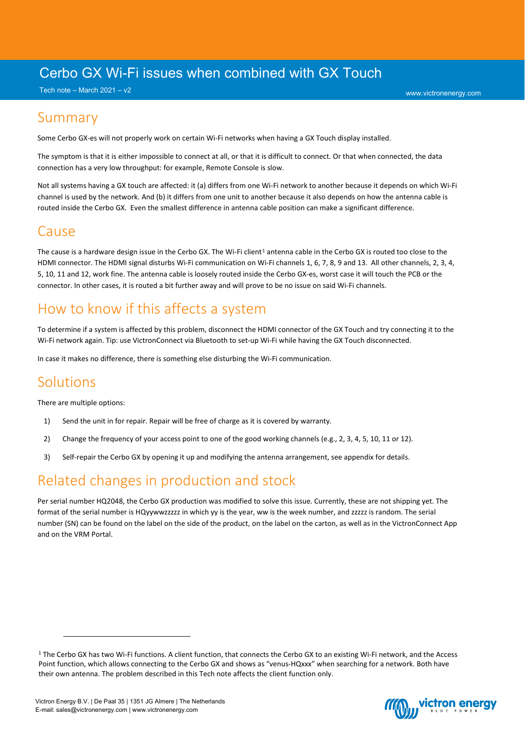# Cerbo GX Wi-Fi issues when combined with GX Touch

Tech note – March 2021 – v2

## Summary

Some Cerbo GX-es will not properly work on certain Wi-Fi networks when having a GX Touch display installed.

The symptom is that it is either impossible to connect at all, or that it is difficult to connect. Or that when connected, the data connection has a very low throughput: for example, Remote Console is slow.

Not all systems having a GX touch are affected: it (a) differs from one Wi-Fi network to another because it depends on which Wi-Fi channel is used by the network. And (b) it differs from one unit to another because it also depends on how the antenna cable is routed inside the Cerbo GX. Even the smallest difference in antenna cable position can make a significant difference.

## Cause

The cause is a hardware design issue in the Cerbo GX. The Wi-Fi client[1] antenna cable in the Cerbo GX is routed too close to the HDMI connector. The HDMI signal disturbs Wi-Fi communication on Wi-Fi channels 1, 6, 7, 8, 9 and 13. All other channels, 2, 3, 4, 5, 10, 11 and 12, work fine. The antenna cable is loosely routed inside the Cerbo GX-es, worst case it will touch the PCB or the connector. In other cases, it is routed a bit further away and will prove to be no issue on said Wi-Fi channels.

## How to know if this affects a system

To determine if a system is affected by this problem, disconnect the HDMI connector of the GX Touch and try connecting it to the Wi-Fi network again. Tip: use VictronConnect via Bluetooth to set-up Wi-Fi while having the GX Touch disconnected.

In case it makes no difference, there is something else disturbing the Wi-Fi communication.

## Solutions

There are multiple options:

1) Send the unit in for repair. Repair will be free of charge as it is covered by warranty.
2) Change the frequency of your access point to one of the good working channels (e.g., 2, 3, 4, 5, 10, 11 or 12).
3) Self-repair the Cerbo GX by opening it up and modifying the antenna arrangement, see appendix for details.

## Related changes in production and stock

Per serial number HQ2048, the Cerbo GX production was modified to solve this issue. Currently, these are not shipping yet. The format of the serial number is HQyywwzzzzz in which yy is the year, ww is the week number, and zzzzz is random. The serial number (SN) can be found on the label on the side of the product, on the label on the carton, as well as in the VictronConnect App and on the VRM Portal.

---

[1] The Cerbo GX has two Wi-Fi functions. A client function, that connects the Cerbo GX to an existing Wi-Fi network, and the Access Point function, which allows connecting to the Cerbo GX and shows as "venus-HQxxx" when searching for a network. Both have their own antenna. The problem described in this Tech note affects the client function only.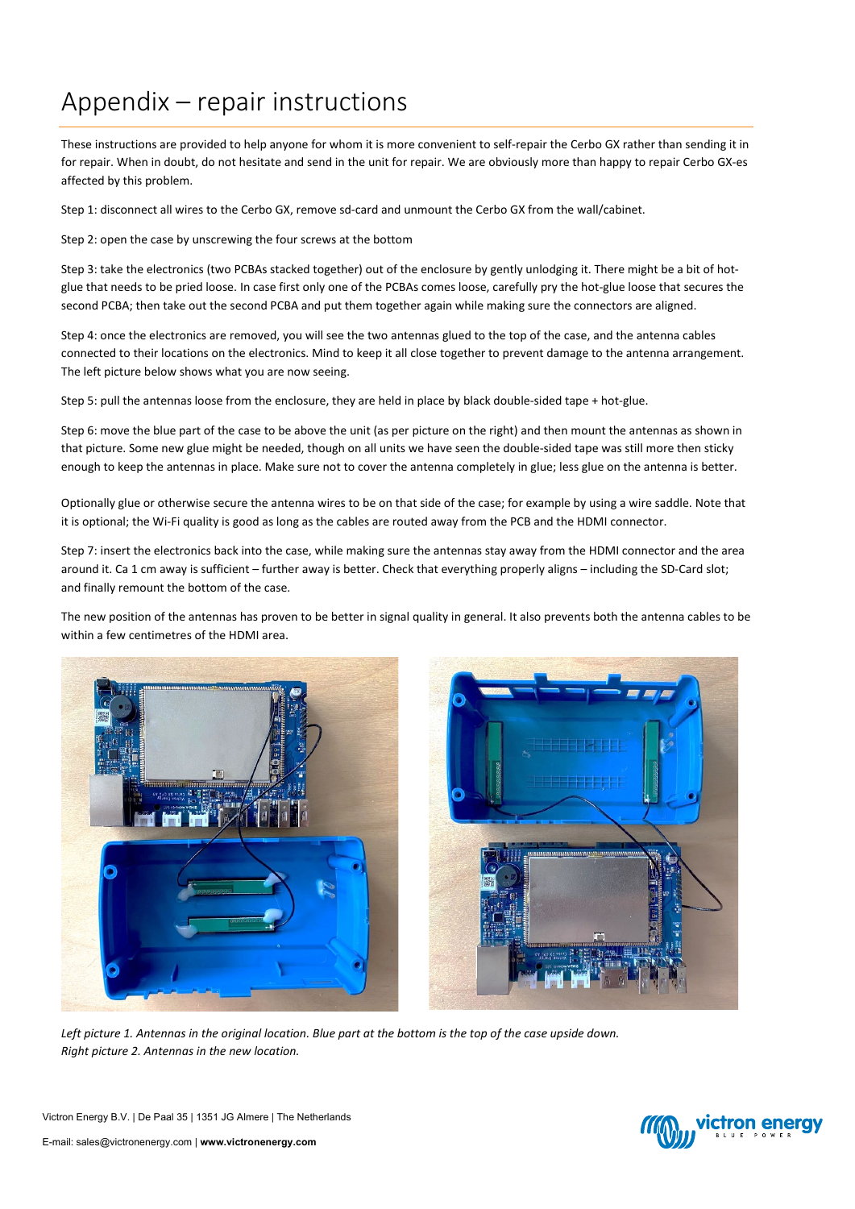# Appendix – repair instructions

These instructions are provided to help anyone for whom it is more convenient to self-repair the Cerbo GX rather than sending it in for repair. When in doubt, do not hesitate and send in the unit for repair. We are obviously more than happy to repair Cerbo GX-es affected by this problem.

Step 1: disconnect all wires to the Cerbo GX, remove sd-card and unmount the Cerbo GX from the wall/cabinet.

Step 2: open the case by unscrewing the four screws at the bottom

Step 3: take the electronics (two PCBAs stacked together) out of the enclosure by gently unlodging it. There might be a bit of hot-glue that needs to be pried loose. In case first only one of the PCBAs comes loose, carefully pry the hot-glue loose that secures the second PCBA; then take out the second PCBA and put them together again while making sure the connectors are aligned.

Step 4: once the electronics are removed, you will see the two antennas glued to the top of the case, and the antenna cables connected to their locations on the electronics. Mind to keep it all close together to prevent damage to the antenna arrangement. The left picture below shows what you are now seeing.

Step 5: pull the antennas loose from the enclosure, they are held in place by black double-sided tape + hot-glue.

Step 6: move the blue part of the case to be above the unit (as per picture on the right) and then mount the antennas as shown in that picture. Some new glue might be needed, though on all units we have seen the double-sided tape was still more then sticky enough to keep the antennas in place. Make sure not to cover the antenna completely in glue; less glue on the antenna is better.

Optionally glue or otherwise secure the antenna wires to be on that side of the case; for example by using a wire saddle. Note that it is optional; the Wi-Fi quality is good as long as the cables are routed away from the PCB and the HDMI connector.

Step 7: insert the electronics back into the case, while making sure the antennas stay away from the HDMI connector and the area around it. Ca 1 cm away is sufficient – further away is better. Check that everything properly aligns – including the SD-Card slot; and finally remount the bottom of the case.

The new position of the antennas has proven to be better in signal quality in general. It also prevents both the antenna cables to be within a few centimetres of the HDMI area.

*Left picture 1. Antennas in the original location. Blue part at the bottom is the top of the case upside down.*
*Right picture 2. Antennas in the new location.*